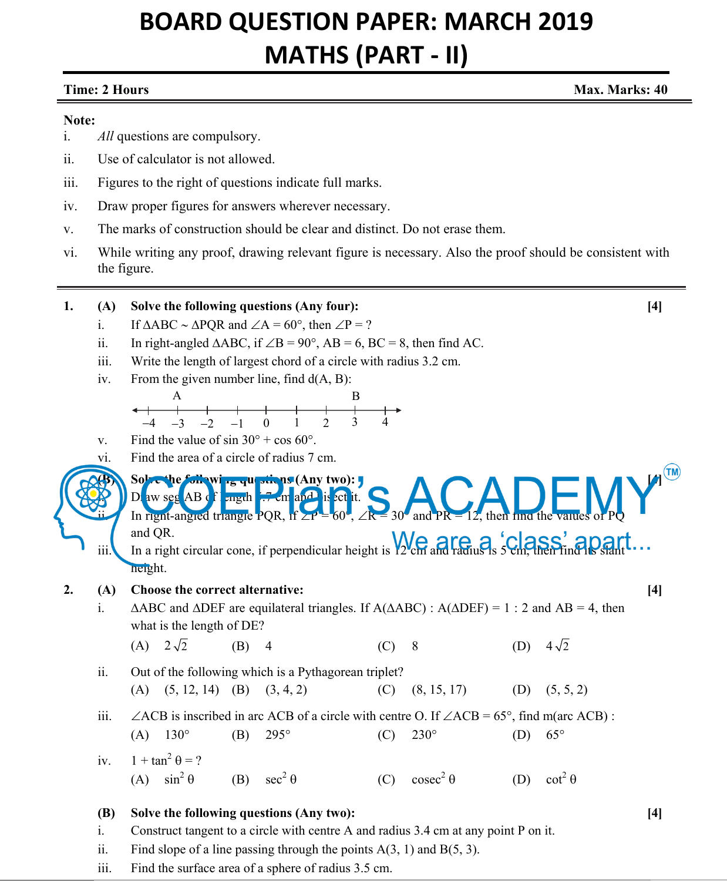# BOARD QUESTION PAPER: MARCH 2019
# MATHS (PART - II)

**Time: 2 Hours** **Max. Marks: 40**

**Note:**

i. *All* questions are compulsory.

ii. Use of calculator is not allowed.

iii. Figures to the right of questions indicate full marks.

iv. Draw proper figures for answers wherever necessary.

v. The marks of construction should be clear and distinct. Do not erase them.

vi. While writing any proof, drawing relevant figure is necessary. Also the proof should be consistent with the figure.

---

**1. (A) Solve the following questions (Any four):** **[4]**

i. If $\Delta ABC \sim \Delta PQR$ and $\angle A = 60°$, then $\angle P$ = ?

ii. In right-angled $\Delta ABC$, if $\angle B = 90°$, AB = 6, BC = 8, then find AC.

iii. Write the length of largest chord of a circle with radius 3.2 cm.

iv. From the given number line, find d(A, B):

A at −3, B at 3 (number line from −4 to 4)

v. Find the value of $\sin 30° + \cos 60°$.

vi. Find the area of a circle of radius 7 cm.

**(B) Solve the following questions (Any two):** **[4]**

i. Draw seg AB of length 5.7 cm and bisect it.

ii. In right-angled triangle PQR, if $\angle P = 60°$, $\angle R = 30°$ and PR = 12, then find the values of PQ and QR.

iii. In a right circular cone, if perpendicular height is 12 cm and radius is 5 cm, then find its slant height.

**2. (A) Choose the correct alternative:** **[4]**

i. $\Delta ABC$ and $\Delta DEF$ are equilateral triangles. If $A(\Delta ABC) : A(\Delta DEF) = 1 : 2$ and AB = 4, then what is the length of DE?

(A) $2\sqrt{2}$ (B) 4 (C) 8 (D) $4\sqrt{2}$

ii. Out of the following which is a Pythagorean triplet?

(A) (5, 12, 14) (B) (3, 4, 2) (C) (8, 15, 17) (D) (5, 5, 2)

iii. $\angle ACB$ is inscribed in arc ACB of a circle with centre O. If $\angle ACB = 65°$, find m(arc ACB) :

(A) 130° (B) 295° (C) 230° (D) 65°

iv. $1 + \tan^2 \theta$ = ?

(A) $\sin^2 \theta$ (B) $\sec^2 \theta$ (C) $\text{cosec}^2 \theta$ (D) $\cot^2 \theta$

**(B) Solve the following questions (Any two):** **[4]**

i. Construct tangent to a circle with centre A and radius 3.4 cm at any point P on it.

ii. Find slope of a line passing through the points A(3, 1) and B(5, 3).

iii. Find the surface area of a sphere of radius 3.5 cm.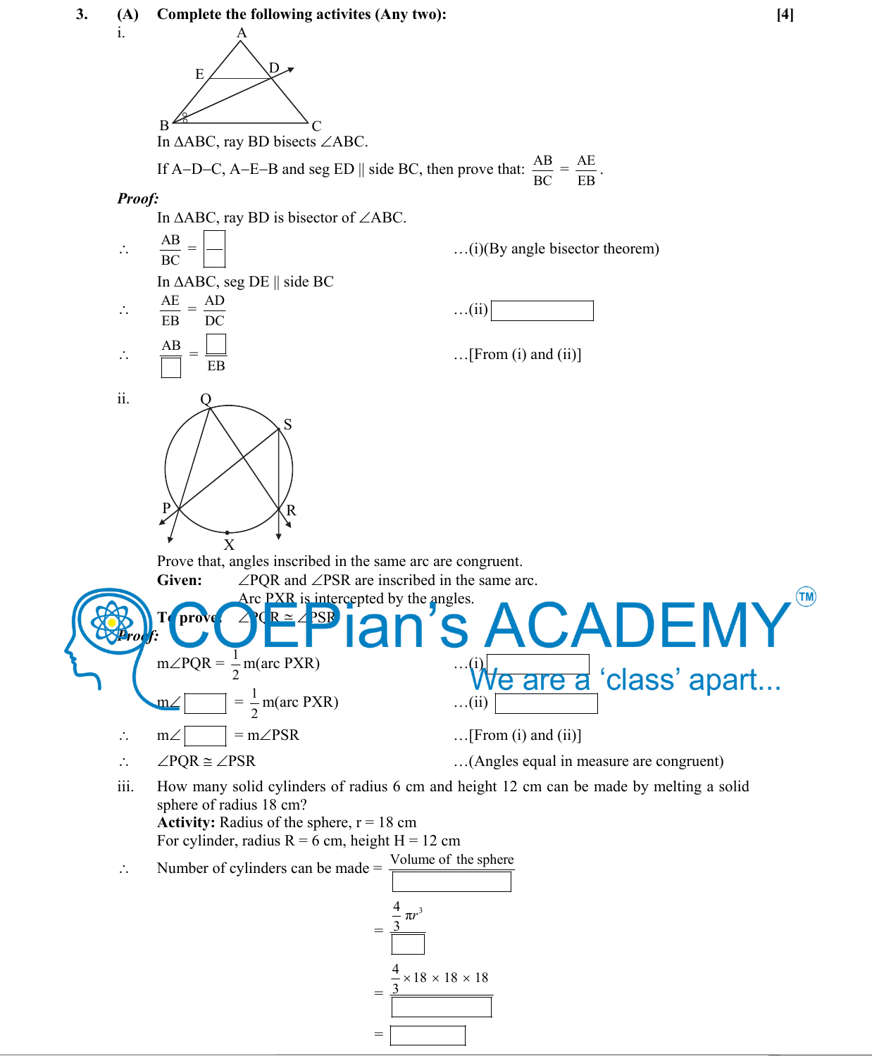**3. (A) Complete the following activites (Any two):** **[4]**

i.

In $\Delta ABC$, ray BD bisects $\angle ABC$.

If A–D–C, A–E–B and seg ED || side BC, then prove that: $\dfrac{AB}{BC} = \dfrac{AE}{EB}$.

***Proof:***

In $\Delta ABC$, ray BD is bisector of $\angle ABC$.

$\therefore \quad \dfrac{AB}{BC} = \boxed{\phantom{—}}$ ...(i)(By angle bisector theorem)

In $\Delta ABC$, seg DE || side BC

$\therefore \quad \dfrac{AE}{EB} = \dfrac{AD}{DC}$ ...(ii) $\boxed{\phantom{XXXXXXXX}}$

$\therefore \quad \dfrac{AB}{\boxed{\phantom{X}}} = \dfrac{\boxed{\phantom{X}}}{EB}$ ...[From (i) and (ii)]

ii.

Prove that, angles inscribed in the same arc are congruent.

**Given:** $\angle PQR$ and $\angle PSR$ are inscribed in the same arc.

Arc PXR is intercepted by the angles.

**To prove:** $\angle PQR \cong \angle PSR$

***Proof:***

$m\angle PQR = \dfrac{1}{2} m(\text{arc } PXR)$ ...(i) $\boxed{\phantom{XXXXXXXX}}$

$m\angle \boxed{\phantom{XXX}} = \dfrac{1}{2} m(\text{arc } PXR)$ ...(ii) $\boxed{\phantom{XXXXXXXX}}$

$\therefore \quad m\angle \boxed{\phantom{XXX}} = m\angle PSR$ ...[From (i) and (ii)]

$\therefore \quad \angle PQR \cong \angle PSR$ ...(Angles equal in measure are congruent)

iii. How many solid cylinders of radius 6 cm and height 12 cm can be made by melting a solid sphere of radius 18 cm?

**Activity:** Radius of the sphere, r = 18 cm

For cylinder, radius R = 6 cm, height H = 12 cm

$\therefore \quad$ Number of cylinders can be made $= \dfrac{\text{Volume of the sphere}}{\boxed{\phantom{XXXXXXXX}}}$

$= \dfrac{\frac{4}{3}\pi r^3}{\boxed{\phantom{XX}}}$

$= \dfrac{\frac{4}{3} \times 18 \times 18 \times 18}{\boxed{\phantom{XXXXXXXX}}}$

$= \boxed{\phantom{XXXXX}}$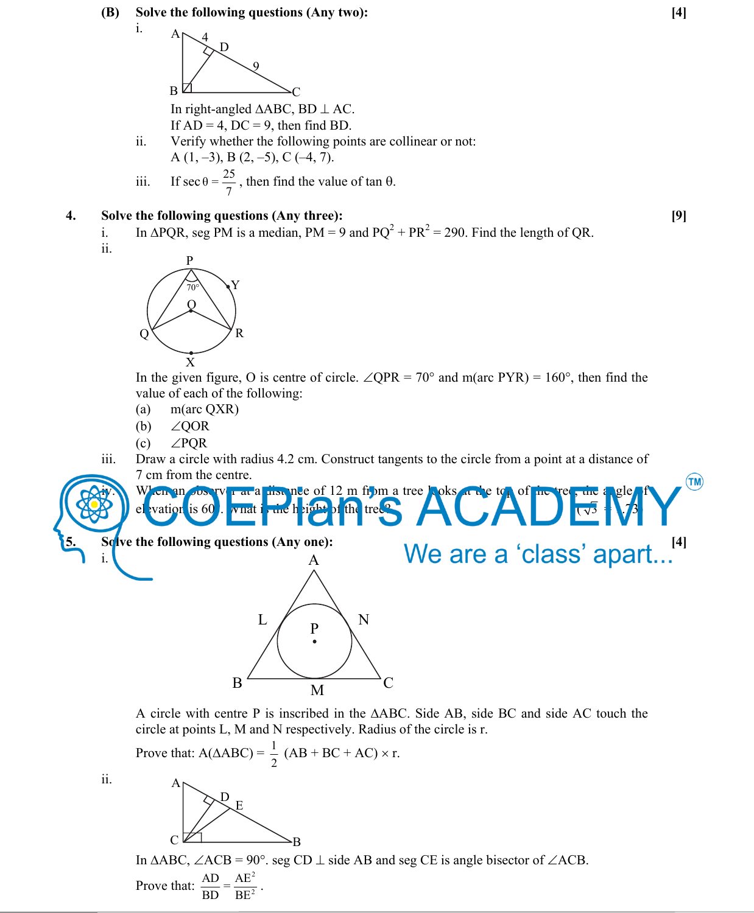**(B) Solve the following questions (Any two):** **[4]**

i. In right-angled $\Delta ABC$, $BD \perp AC$.
If $AD = 4$, $DC = 9$, then find BD.

ii. Verify whether the following points are collinear or not:
A (1, –3), B (2, –5), C (–4, 7).

iii. If $\sec\theta = \frac{25}{7}$, then find the value of $\tan\theta$.

**4. Solve the following questions (Any three):** **[9]**

i. In $\Delta PQR$, seg PM is a median, $PM = 9$ and $PQ^2 + PR^2 = 290$. Find the length of QR.

ii. In the given figure, O is centre of circle. $\angle QPR = 70°$ and m(arc PYR) = 160°, then find the value of each of the following:

(a) m(arc QXR)

(b) $\angle QOR$

(c) $\angle PQR$

iii. Draw a circle with radius 4.2 cm. Construct tangents to the circle from a point at a distance of 7 cm from the centre.

iv. When an observer at a distance of 12 m from a tree looks at the top of the tree, the angle of elevation is 60°. What is the height of the tree? ($\sqrt{3} = 1.73$)

**5. Solve the following questions (Any one):** **[4]**

i. A circle with centre P is inscribed in the $\Delta ABC$. Side AB, side BC and side AC touch the circle at points L, M and N respectively. Radius of the circle is r.

Prove that: $A(\Delta ABC) = \frac{1}{2}(AB + BC + AC) \times r$.

ii. In $\Delta ABC$, $\angle ACB = 90°$. seg $CD \perp$ side AB and seg CE is angle bisector of $\angle ACB$.

Prove that: $\frac{AD}{BD} = \frac{AE^2}{BE^2}$.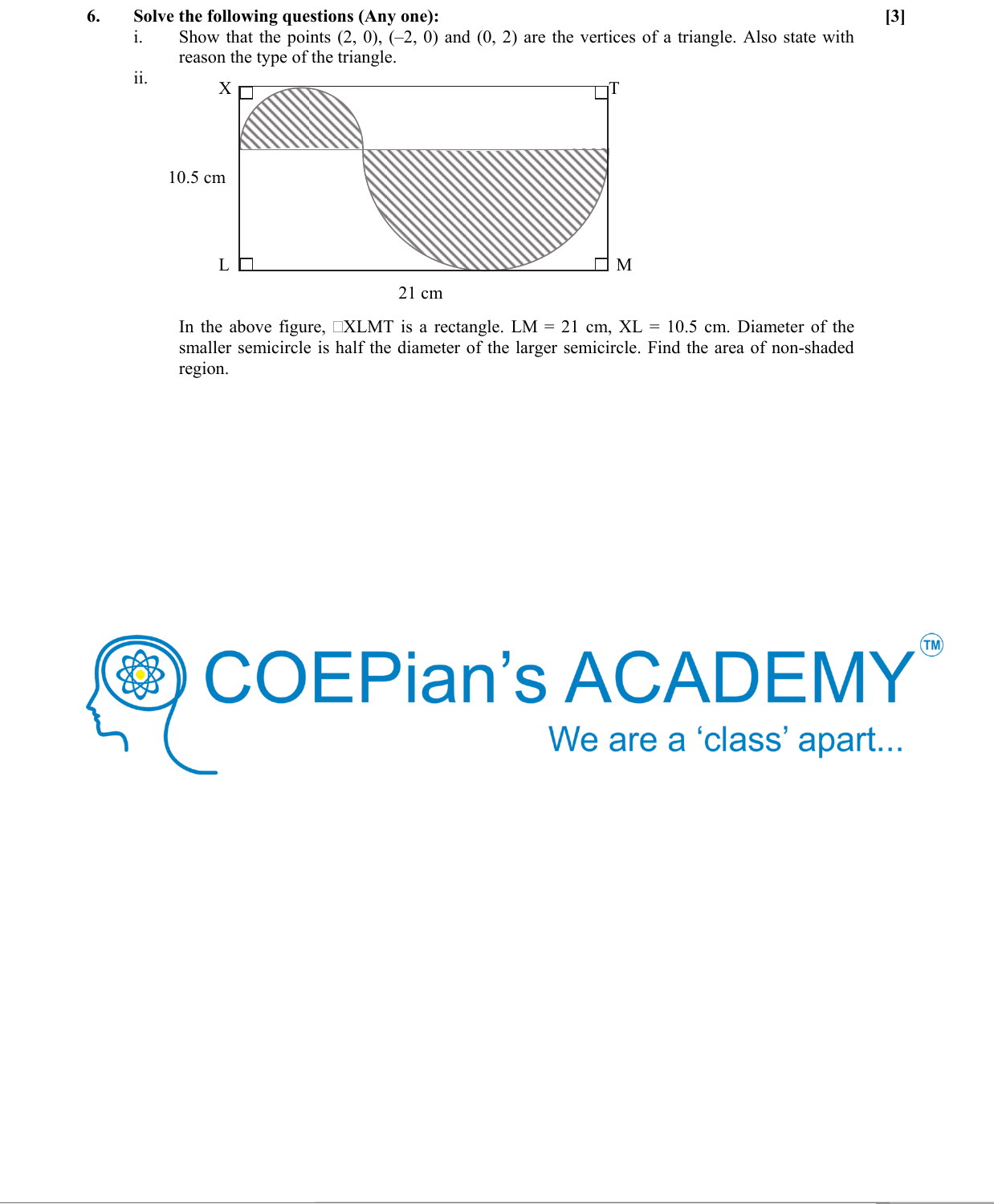**6. Solve the following questions (Any one):** **[3]**

i. Show that the points (2, 0), (–2, 0) and (0, 2) are the vertices of a triangle. Also state with reason the type of the triangle.

ii.

X

T

10.5 cm

L

M

21 cm

In the above figure, □XLMT is a rectangle. LM = 21 cm, XL = 10.5 cm. Diameter of the smaller semicircle is half the diameter of the larger semicircle. Find the area of non-shaded region.